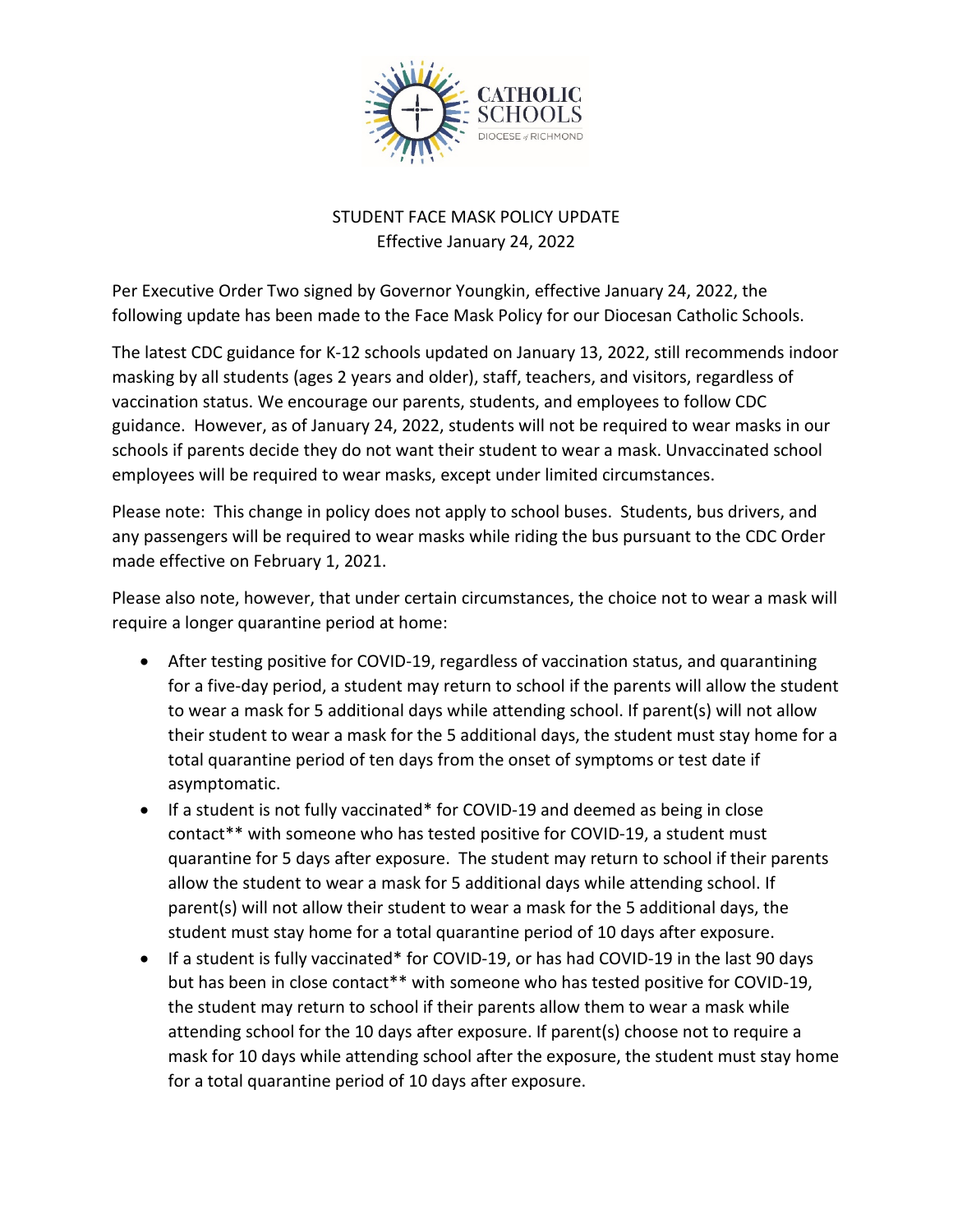CATHOLIC SCHOOLS
DIOCESE of RICHMOND

# STUDENT FACE MASK POLICY UPDATE
Effective January 24, 2022

Per Executive Order Two signed by Governor Youngkin, effective January 24, 2022, the following update has been made to the Face Mask Policy for our Diocesan Catholic Schools.

The latest CDC guidance for K-12 schools updated on January 13, 2022, still recommends indoor masking by all students (ages 2 years and older), staff, teachers, and visitors, regardless of vaccination status. We encourage our parents, students, and employees to follow CDC guidance. However, as of January 24, 2022, students will not be required to wear masks in our schools if parents decide they do not want their student to wear a mask. Unvaccinated school employees will be required to wear masks, except under limited circumstances.

Please note: This change in policy does not apply to school buses. Students, bus drivers, and any passengers will be required to wear masks while riding the bus pursuant to the CDC Order made effective on February 1, 2021.

Please also note, however, that under certain circumstances, the choice not to wear a mask will require a longer quarantine period at home:

- After testing positive for COVID-19, regardless of vaccination status, and quarantining for a five-day period, a student may return to school if the parents will allow the student to wear a mask for 5 additional days while attending school. If parent(s) will not allow their student to wear a mask for the 5 additional days, the student must stay home for a total quarantine period of ten days from the onset of symptoms or test date if asymptomatic.
- If a student is not fully vaccinated* for COVID-19 and deemed as being in close contact** with someone who has tested positive for COVID-19, a student must quarantine for 5 days after exposure. The student may return to school if their parents allow the student to wear a mask for 5 additional days while attending school. If parent(s) will not allow their student to wear a mask for the 5 additional days, the student must stay home for a total quarantine period of 10 days after exposure.
- If a student is fully vaccinated* for COVID-19, or has had COVID-19 in the last 90 days but has been in close contact** with someone who has tested positive for COVID-19, the student may return to school if their parents allow them to wear a mask while attending school for the 10 days after exposure. If parent(s) choose not to require a mask for 10 days while attending school after the exposure, the student must stay home for a total quarantine period of 10 days after exposure.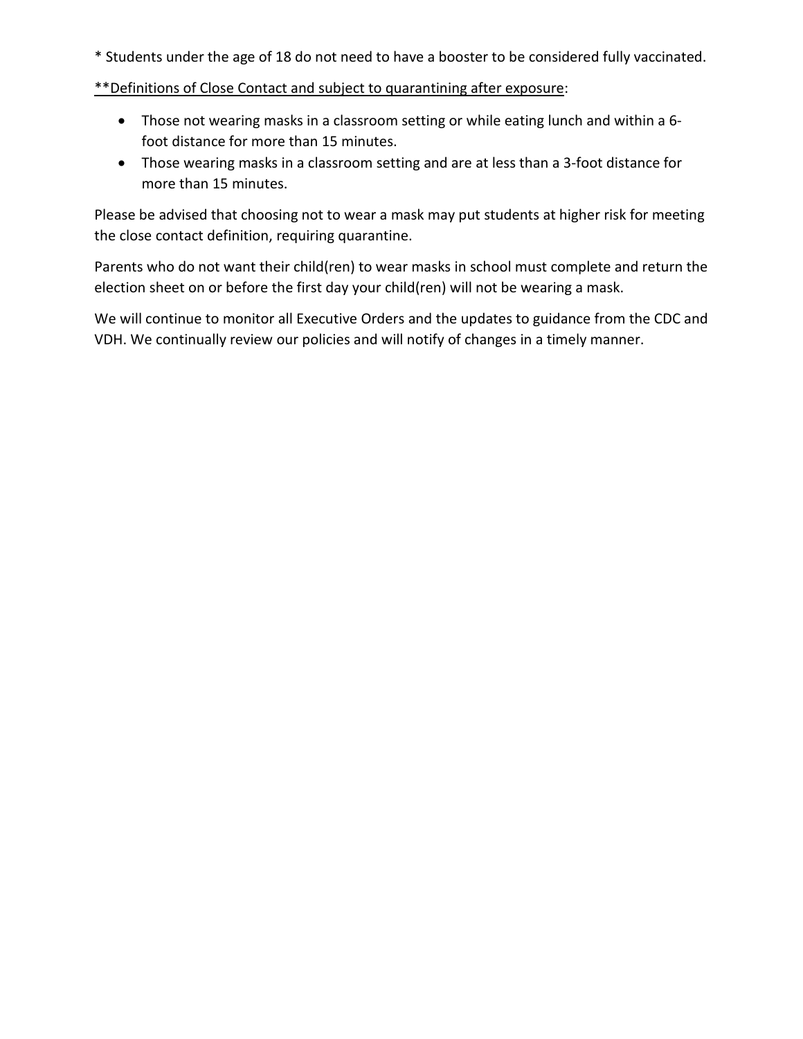* Students under the age of 18 do not need to have a booster to be considered fully vaccinated.

<u>**Definitions of Close Contact and subject to quarantining after exposure</u>:

- Those not wearing masks in a classroom setting or while eating lunch and within a 6-foot distance for more than 15 minutes.
- Those wearing masks in a classroom setting and are at less than a 3-foot distance for more than 15 minutes.

Please be advised that choosing not to wear a mask may put students at higher risk for meeting the close contact definition, requiring quarantine.

Parents who do not want their child(ren) to wear masks in school must complete and return the election sheet on or before the first day your child(ren) will not be wearing a mask.

We will continue to monitor all Executive Orders and the updates to guidance from the CDC and VDH. We continually review our policies and will notify of changes in a timely manner.